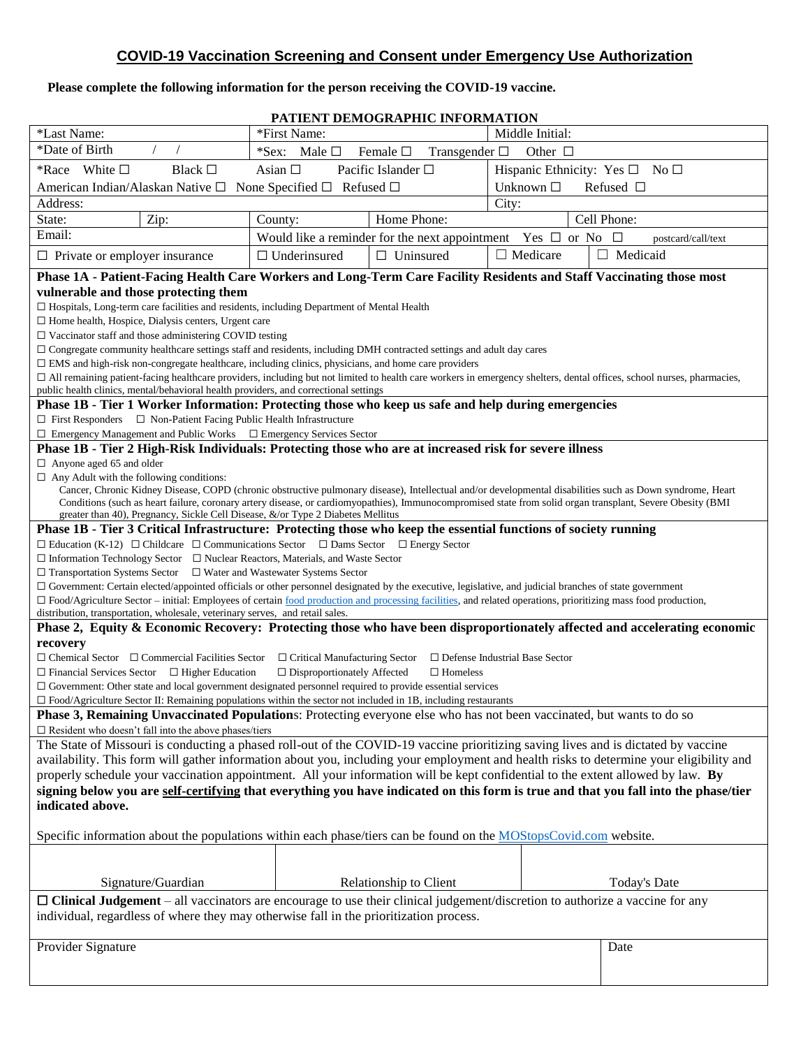# COVID-19 Vaccination Screening and Consent under Emergency Use Authorization

**Please complete the following information for the person receiving the COVID-19 vaccine.**

**PATIENT DEMOGRAPHIC INFORMATION**

| *Last Name: | | *First Name: | | Middle Initial: | |
|---|---|---|---|---|---|
| *Date of Birth / / | | *Sex: Male ☐ Female ☐ Transgender ☐ Other ☐ | | | |
| *Race White ☐ Black ☐ Asian ☐ Pacific Islander ☐ American Indian/Alaskan Native ☐ None Specified ☐ Refused ☐ | | | | Hispanic Ethnicity: Yes ☐ No ☐ Unknown ☐ Refused ☐ | |
| Address: | | | | City: | |
| State: | Zip: | County: | Home Phone: | | Cell Phone: |
| Email: | | Would like a reminder for the next appointment Yes ☐ or No ☐ postcard/call/text | | | |
| ☐ Private or employer insurance | | ☐ Underinsured | ☐ Uninsured | ☐ Medicare | ☐ Medicaid |

**Phase 1A - Patient-Facing Health Care Workers and Long-Term Care Facility Residents and Staff Vaccinating those most vulnerable and those protecting them**

- ☐ Hospitals, Long-term care facilities and residents, including Department of Mental Health
- ☐ Home health, Hospice, Dialysis centers, Urgent care
- ☐ Vaccinator staff and those administering COVID testing
- ☐ Congregate community healthcare settings staff and residents, including DMH contracted settings and adult day cares
- ☐ EMS and high-risk non-congregate healthcare, including clinics, physicians, and home care providers
- ☐ All remaining patient-facing healthcare providers, including but not limited to health care workers in emergency shelters, dental offices, school nurses, pharmacies, public health clinics, mental/behavioral health providers, and correctional settings

**Phase 1B - Tier 1 Worker Information: Protecting those who keep us safe and help during emergencies**

- ☐ First Responders ☐ Non-Patient Facing Public Health Infrastructure
- ☐ Emergency Management and Public Works ☐ Emergency Services Sector

**Phase 1B - Tier 2 High-Risk Individuals: Protecting those who are at increased risk for severe illness**

- ☐ Anyone aged 65 and older
- ☐ Any Adult with the following conditions:
  Cancer, Chronic Kidney Disease, COPD (chronic obstructive pulmonary disease), Intellectual and/or developmental disabilities such as Down syndrome, Heart Conditions (such as heart failure, coronary artery disease, or cardiomyopathies), Immunocompromised state from solid organ transplant, Severe Obesity (BMI greater than 40), Pregnancy, Sickle Cell Disease, &/or Type 2 Diabetes Mellitus

**Phase 1B - Tier 3 Critical Infrastructure: Protecting those who keep the essential functions of society running**

- ☐ Education (K-12) ☐ Childcare ☐ Communications Sector ☐ Dams Sector ☐ Energy Sector
- ☐ Information Technology Sector ☐ Nuclear Reactors, Materials, and Waste Sector
- ☐ Transportation Systems Sector ☐ Water and Wastewater Systems Sector
- ☐ Government: Certain elected/appointed officials or other personnel designated by the executive, legislative, and judicial branches of state government
- ☐ Food/Agriculture Sector – initial: Employees of certain food production and processing facilities, and related operations, prioritizing mass food production, distribution, transportation, wholesale, veterinary serves, and retail sales.

**Phase 2, Equity & Economic Recovery: Protecting those who have been disproportionately affected and accelerating economic recovery**

- ☐ Chemical Sector ☐ Commercial Facilities Sector ☐ Critical Manufacturing Sector ☐ Defense Industrial Base Sector
- ☐ Financial Services Sector ☐ Higher Education ☐ Disproportionately Affected ☐ Homeless
- ☐ Government: Other state and local government designated personnel required to provide essential services
- ☐ Food/Agriculture Sector II: Remaining populations within the sector not included in 1B, including restaurants

**Phase 3, Remaining Unvaccinated Populations**: Protecting everyone else who has not been vaccinated, but wants to do so

- ☐ Resident who doesn't fall into the above phases/tiers

The State of Missouri is conducting a phased roll-out of the COVID-19 vaccine prioritizing saving lives and is dictated by vaccine availability. This form will gather information about you, including your employment and health risks to determine your eligibility and properly schedule your vaccination appointment. All your information will be kept confidential to the extent allowed by law. **By signing below you are self-certifying that everything you have indicated on this form is true and that you fall into the phase/tier indicated above.**

Specific information about the populations within each phase/tiers can be found on the MOStopsCovid.com website.

| Signature/Guardian | Relationship to Client | Today's Date |
|---|---|---|
| | | |

☐ **Clinical Judgement** – all vaccinators are encourage to use their clinical judgement/discretion to authorize a vaccine for any individual, regardless of where they may otherwise fall in the prioritization process.

| Provider Signature | Date |
|---|---|
| | |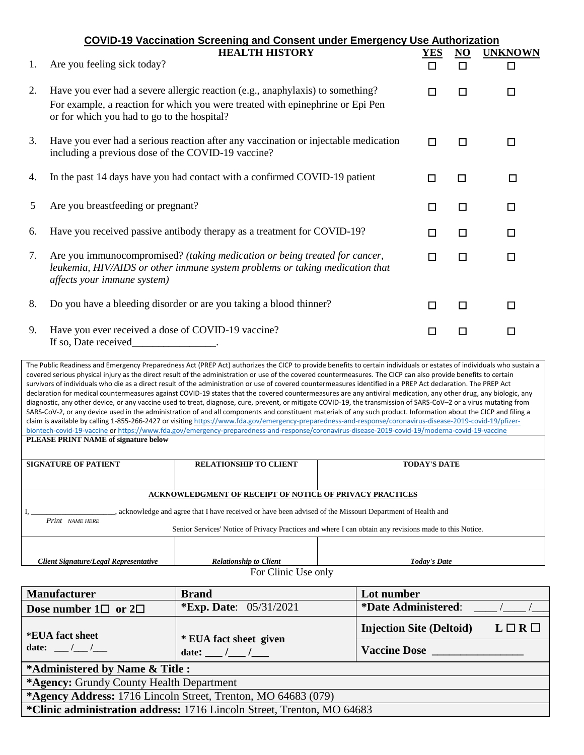## COVID-19 Vaccination Screening and Consent under Emergency Use Authorization

| | HEALTH HISTORY | YES | NO | UNKNOWN |
|---|---|---|---|---|
| 1. | Are you feeling sick today? | ☐ | ☐ | ☐ |
| 2. | Have you ever had a severe allergic reaction (e.g., anaphylaxis) to something? For example, a reaction for which you were treated with epinephrine or Epi Pen or for which you had to go to the hospital? | ☐ | ☐ | ☐ |
| 3. | Have you ever had a serious reaction after any vaccination or injectable medication including a previous dose of the COVID-19 vaccine? | ☐ | ☐ | ☐ |
| 4. | In the past 14 days have you had contact with a confirmed COVID-19 patient | ☐ | ☐ | ☐ |
| 5 | Are you breastfeeding or pregnant? | ☐ | ☐ | ☐ |
| 6. | Have you received passive antibody therapy as a treatment for COVID-19? | ☐ | ☐ | ☐ |
| 7. | Are you immunocompromised? *(taking medication or being treated for cancer, leukemia, HIV/AIDS or other immune system problems or taking medication that affects your immune system)* | ☐ | ☐ | ☐ |
| 8. | Do you have a bleeding disorder or are you taking a blood thinner? | ☐ | ☐ | ☐ |
| 9. | Have you ever received a dose of COVID-19 vaccine? If so, Date received________________. | ☐ | ☐ | ☐ |

The Public Readiness and Emergency Preparedness Act (PREP Act) authorizes the CICP to provide benefits to certain individuals or estates of individuals who sustain a covered serious physical injury as the direct result of the administration or use of the covered countermeasures. The CICP can also provide benefits to certain survivors of individuals who die as a direct result of the administration or use of covered countermeasures identified in a PREP Act declaration. The PREP Act declaration for medical countermeasures against COVID-19 states that the covered countermeasures are any antiviral medication, any other drug, any biologic, any diagnostic, any other device, or any vaccine used to treat, diagnose, cure, prevent, or mitigate COVID-19, the transmission of SARS-CoV–2 or a virus mutating from SARS-CoV-2, or any device used in the administration of and all components and constituent materials of any such product. Information about the CICP and filing a claim is available by calling 1-855-266-2427 or visiting https://www.fda.gov/emergency-preparedness-and-response/coronavirus-disease-2019-covid-19/pfizer-biontech-covid-19-vaccine or https://www.fda.gov/emergency-preparedness-and-response/coronavirus-disease-2019-covid-19/moderna-covid-19-vaccine

**PLEASE PRINT NAME of signature below**

| SIGNATURE OF PATIENT | RELATIONSHIP TO CLIENT | TODAY'S DATE |
|---|---|---|
| | | |

**ACKNOWLEDGMENT OF RECEIPT OF NOTICE OF PRIVACY PRACTICES**

I, ____________________, acknowledge and agree that I have received or have been advised of the Missouri Department of Health and Senior Services' Notice of Privacy Practices and where I can obtain any revisions made to this Notice.

*Print NAME HERE*

| *Client Signature/Legal Representative* | *Relationship to Client* | *Today's Date* |
|---|---|---|
| | | |

For Clinic Use only

| Manufacturer | Brand | Lot number |
|---|---|---|
| **Dose number 1☐ or 2☐** | **\*Exp. Date**: 05/31/2021 | **\*Date Administered**: ____/____/___ |
| **\*EUA fact sheet date:** __/__/__ | **\* EUA fact sheet given date:** ___/___/___ | **Injection Site (Deltoid)** L ☐ R ☐ |
| | | **Vaccine Dose** ________________ |
| **\*Administered by Name & Title :** | | |
| **\*Agency:** Grundy County Health Department | | |
| **\*Agency Address:** 1716 Lincoln Street, Trenton, MO 64683 (079) | | |
| **\*Clinic administration address:** 1716 Lincoln Street, Trenton, MO 64683 | | |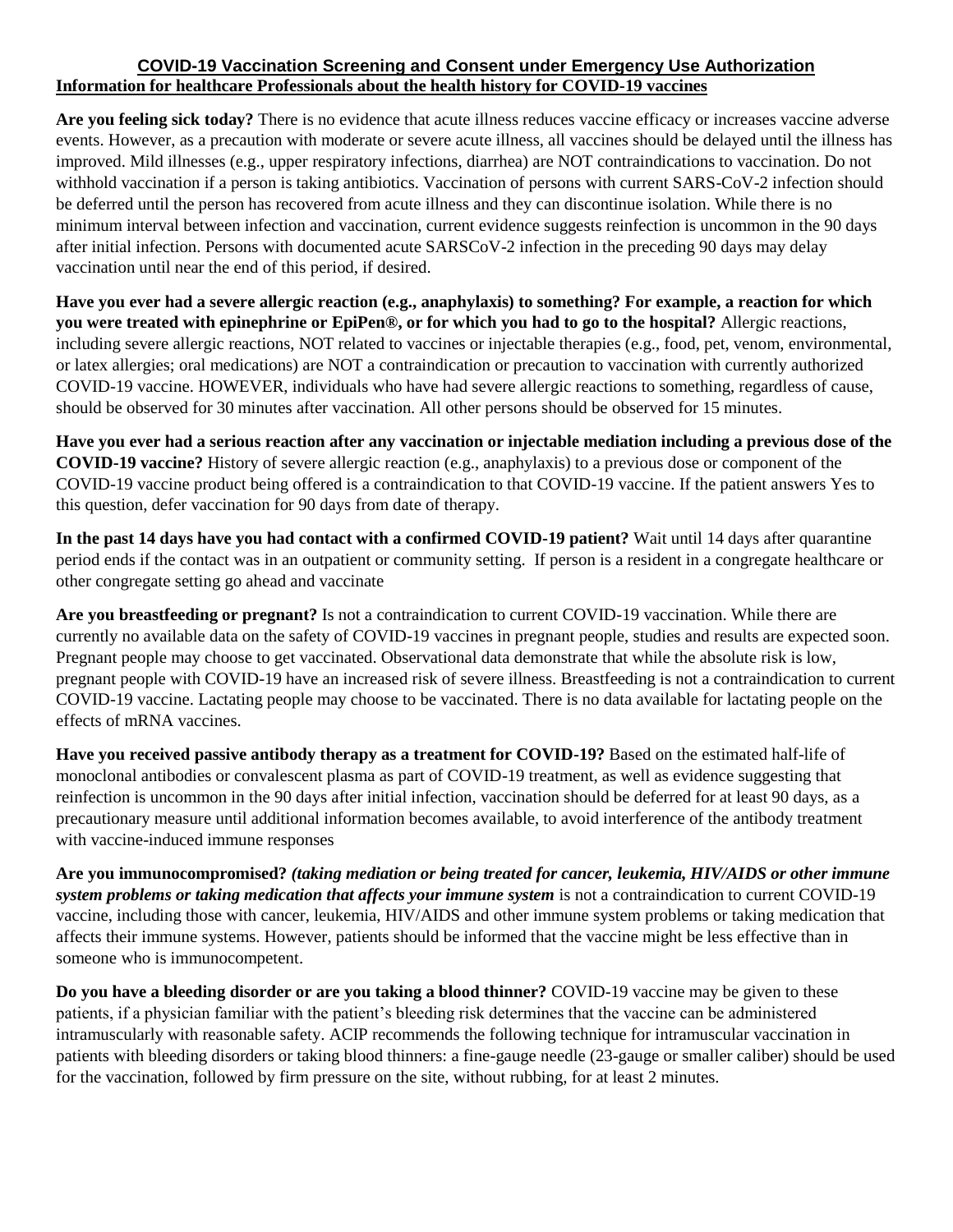## COVID-19 Vaccination Screening and Consent under Emergency Use Authorization

### Information for healthcare Professionals about the health history for COVID-19 vaccines

**Are you feeling sick today?** There is no evidence that acute illness reduces vaccine efficacy or increases vaccine adverse events. However, as a precaution with moderate or severe acute illness, all vaccines should be delayed until the illness has improved. Mild illnesses (e.g., upper respiratory infections, diarrhea) are NOT contraindications to vaccination. Do not withhold vaccination if a person is taking antibiotics. Vaccination of persons with current SARS-CoV-2 infection should be deferred until the person has recovered from acute illness and they can discontinue isolation. While there is no minimum interval between infection and vaccination, current evidence suggests reinfection is uncommon in the 90 days after initial infection. Persons with documented acute SARSCoV-2 infection in the preceding 90 days may delay vaccination until near the end of this period, if desired.

**Have you ever had a severe allergic reaction (e.g., anaphylaxis) to something? For example, a reaction for which you were treated with epinephrine or EpiPen®, or for which you had to go to the hospital?** Allergic reactions, including severe allergic reactions, NOT related to vaccines or injectable therapies (e.g., food, pet, venom, environmental, or latex allergies; oral medications) are NOT a contraindication or precaution to vaccination with currently authorized COVID-19 vaccine. HOWEVER, individuals who have had severe allergic reactions to something, regardless of cause, should be observed for 30 minutes after vaccination. All other persons should be observed for 15 minutes.

**Have you ever had a serious reaction after any vaccination or injectable mediation including a previous dose of the COVID-19 vaccine?** History of severe allergic reaction (e.g., anaphylaxis) to a previous dose or component of the COVID-19 vaccine product being offered is a contraindication to that COVID-19 vaccine. If the patient answers Yes to this question, defer vaccination for 90 days from date of therapy.

**In the past 14 days have you had contact with a confirmed COVID-19 patient?** Wait until 14 days after quarantine period ends if the contact was in an outpatient or community setting. If person is a resident in a congregate healthcare or other congregate setting go ahead and vaccinate

**Are you breastfeeding or pregnant?** Is not a contraindication to current COVID-19 vaccination. While there are currently no available data on the safety of COVID-19 vaccines in pregnant people, studies and results are expected soon. Pregnant people may choose to get vaccinated. Observational data demonstrate that while the absolute risk is low, pregnant people with COVID-19 have an increased risk of severe illness. Breastfeeding is not a contraindication to current COVID-19 vaccine. Lactating people may choose to be vaccinated. There is no data available for lactating people on the effects of mRNA vaccines.

**Have you received passive antibody therapy as a treatment for COVID-19?** Based on the estimated half-life of monoclonal antibodies or convalescent plasma as part of COVID-19 treatment, as well as evidence suggesting that reinfection is uncommon in the 90 days after initial infection, vaccination should be deferred for at least 90 days, as a precautionary measure until additional information becomes available, to avoid interference of the antibody treatment with vaccine-induced immune responses

**Are you immunocompromised?** ***(taking mediation or being treated for cancer, leukemia, HIV/AIDS or other immune system problems or taking medication that affects your immune system*** is not a contraindication to current COVID-19 vaccine, including those with cancer, leukemia, HIV/AIDS and other immune system problems or taking medication that affects their immune systems. However, patients should be informed that the vaccine might be less effective than in someone who is immunocompetent.

**Do you have a bleeding disorder or are you taking a blood thinner?** COVID-19 vaccine may be given to these patients, if a physician familiar with the patient's bleeding risk determines that the vaccine can be administered intramuscularly with reasonable safety. ACIP recommends the following technique for intramuscular vaccination in patients with bleeding disorders or taking blood thinners: a fine-gauge needle (23-gauge or smaller caliber) should be used for the vaccination, followed by firm pressure on the site, without rubbing, for at least 2 minutes.